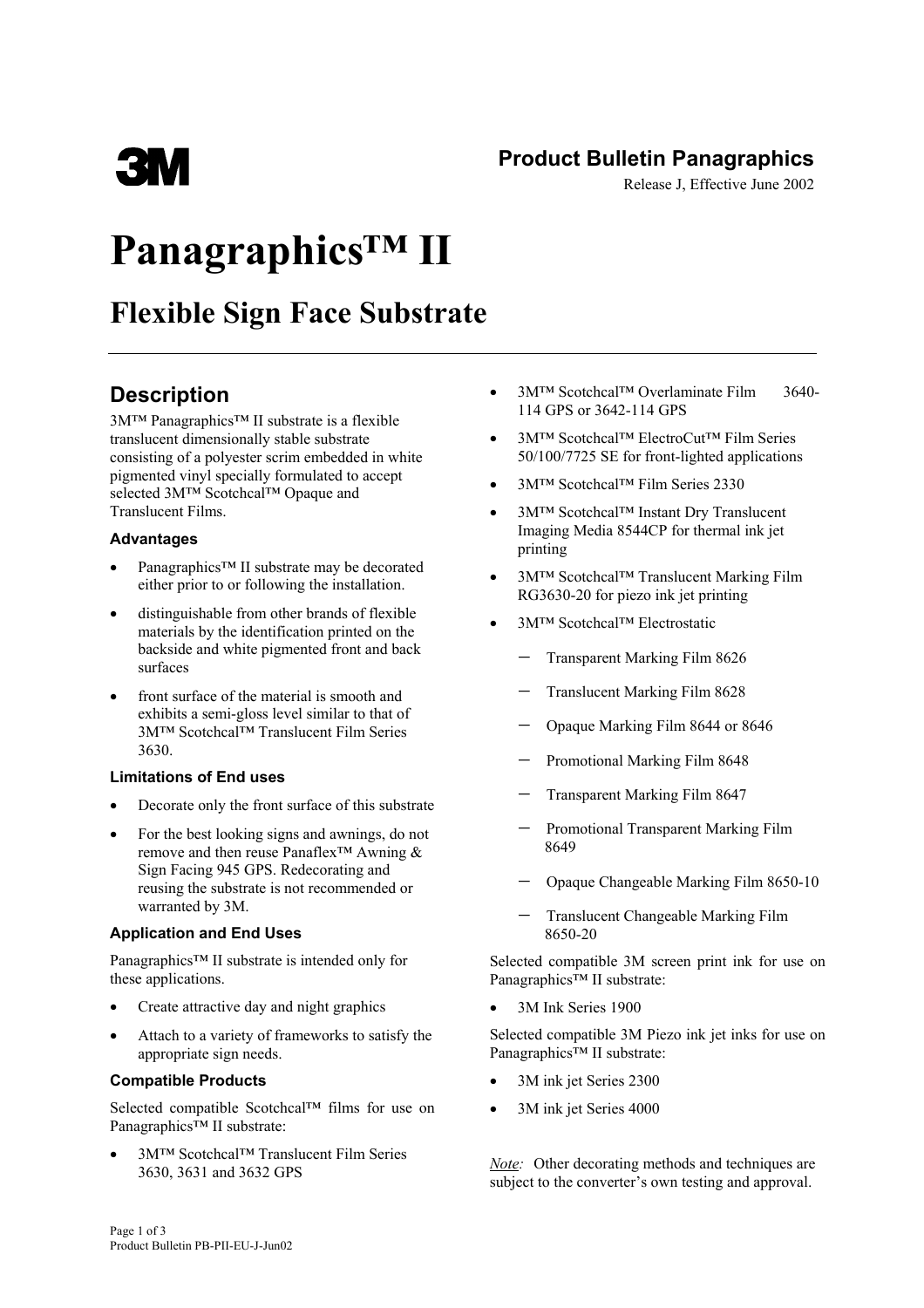3M

**Product Bulletin Panagraphics**

Release J, Effective June 2002

# Panagraphics™ II

## Flexible Sign Face Substrate

### Description

3M™ Panagraphics™ II substrate is a flexible translucent dimensionally stable substrate consisting of a polyester scrim embedded in white pigmented vinyl specially formulated to accept selected 3M™ Scotchcal™ Opaque and Translucent Films.

#### Advantages

- Panagraphics™ II substrate may be decorated either prior to or following the installation.
- distinguishable from other brands of flexible materials by the identification printed on the backside and white pigmented front and back surfaces
- front surface of the material is smooth and exhibits a semi-gloss level similar to that of 3M™ Scotchcal™ Translucent Film Series 3630.

#### Limitations of End uses

- Decorate only the front surface of this substrate
- For the best looking signs and awnings, do not remove and then reuse Panaflex™ Awning & Sign Facing 945 GPS. Redecorating and reusing the substrate is not recommended or warranted by 3M.

#### Application and End Uses

Panagraphics™ II substrate is intended only for these applications.

- Create attractive day and night graphics
- Attach to a variety of frameworks to satisfy the appropriate sign needs.

#### Compatible Products

Selected compatible Scotchcal™ films for use on Panagraphics™ II substrate:

- 3M™ Scotchcal™ Translucent Film Series 3630, 3631 and 3632 GPS
- 3M™ Scotchcal™ Overlaminate Film 3640-114 GPS or 3642-114 GPS
- 3M™ Scotchcal™ ElectroCut™ Film Series 50/100/7725 SE for front-lighted applications
- 3M™ Scotchcal™ Film Series 2330
- 3M™ Scotchcal™ Instant Dry Translucent Imaging Media 8544CP for thermal ink jet printing
- 3M™ Scotchcal™ Translucent Marking Film RG3630-20 for piezo ink jet printing
- 3M™ Scotchcal™ Electrostatic
  - Transparent Marking Film 8626
  - Translucent Marking Film 8628
  - Opaque Marking Film 8644 or 8646
  - Promotional Marking Film 8648
  - Transparent Marking Film 8647
  - Promotional Transparent Marking Film 8649
  - Opaque Changeable Marking Film 8650-10
  - Translucent Changeable Marking Film 8650-20

Selected compatible 3M screen print ink for use on Panagraphics™ II substrate:

- 3M Ink Series 1900

Selected compatible 3M Piezo ink jet inks for use on Panagraphics™ II substrate:

- 3M ink jet Series 2300
- 3M ink jet Series 4000

*Note:* Other decorating methods and techniques are subject to the converter's own testing and approval.

Product Bulletin PB-PII-EU-J-Jun02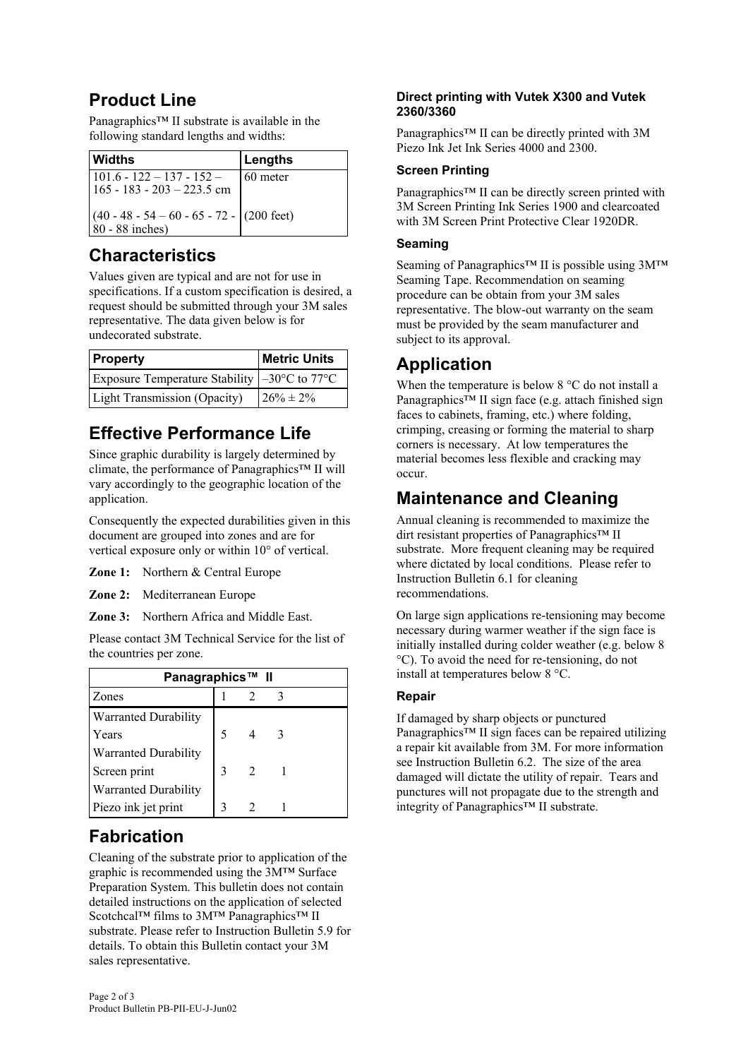## Product Line

Panagraphics™ II substrate is available in the following standard lengths and widths:

| Widths | Lengths |
|---|---|
| 101.6 - 122 – 137 - 152 – 165 - 183 - 203 – 223.5 cm | 60 meter |
| (40 - 48 - 54 – 60 - 65 - 72 - 80 - 88 inches) | (200 feet) |

## Characteristics

Values given are typical and are not for use in specifications. If a custom specification is desired, a request should be submitted through your 3M sales representative. The data given below is for undecorated substrate.

| Property | Metric Units |
|---|---|
| Exposure Temperature Stability | –30°C to 77°C |
| Light Transmission (Opacity) | 26% ± 2% |

## Effective Performance Life

Since graphic durability is largely determined by climate, the performance of Panagraphics™ II will vary accordingly to the geographic location of the application.

Consequently the expected durabilities given in this document are grouped into zones and are for vertical exposure only or within 10° of vertical.

**Zone 1:** Northern & Central Europe

**Zone 2:** Mediterranean Europe

**Zone 3:** Northern Africa and Middle East.

Please contact 3M Technical Service for the list of the countries per zone.

| Panagraphics™ II | | | |
|---|---|---|---|
| Zones | 1 | 2 | 3 |
| Warranted Durability Years | 5 | 4 | 3 |
| Warranted Durability Screen print | 3 | 2 | 1 |
| Warranted Durability Piezo ink jet print | 3 | 2 | 1 |

## Fabrication

Cleaning of the substrate prior to application of the graphic is recommended using the 3M™ Surface Preparation System. This bulletin does not contain detailed instructions on the application of selected Scotchcal™ films to 3M™ Panagraphics™ II substrate. Please refer to Instruction Bulletin 5.9 for details. To obtain this Bulletin contact your 3M sales representative.

### Direct printing with Vutek X300 and Vutek 2360/3360

Panagraphics™ II can be directly printed with 3M Piezo Ink Jet Ink Series 4000 and 2300.

### Screen Printing

Panagraphics™ II can be directly screen printed with 3M Screen Printing Ink Series 1900 and clearcoated with 3M Screen Print Protective Clear 1920DR.

### Seaming

Seaming of Panagraphics™ II is possible using 3M™ Seaming Tape. Recommendation on seaming procedure can be obtain from your 3M sales representative. The blow-out warranty on the seam must be provided by the seam manufacturer and subject to its approval.

## Application

When the temperature is below 8 °C do not install a Panagraphics™ II sign face (e.g. attach finished sign faces to cabinets, framing, etc.) where folding, crimping, creasing or forming the material to sharp corners is necessary. At low temperatures the material becomes less flexible and cracking may occur.

## Maintenance and Cleaning

Annual cleaning is recommended to maximize the dirt resistant properties of Panagraphics™ II substrate. More frequent cleaning may be required where dictated by local conditions. Please refer to Instruction Bulletin 6.1 for cleaning recommendations.

On large sign applications re-tensioning may become necessary during warmer weather if the sign face is initially installed during colder weather (e.g. below 8 °C). To avoid the need for re-tensioning, do not install at temperatures below 8 °C.

### Repair

If damaged by sharp objects or punctured Panagraphics™ II sign faces can be repaired utilizing a repair kit available from 3M. For more information see Instruction Bulletin 6.2. The size of the area damaged will dictate the utility of repair. Tears and punctures will not propagate due to the strength and integrity of Panagraphics™ II substrate.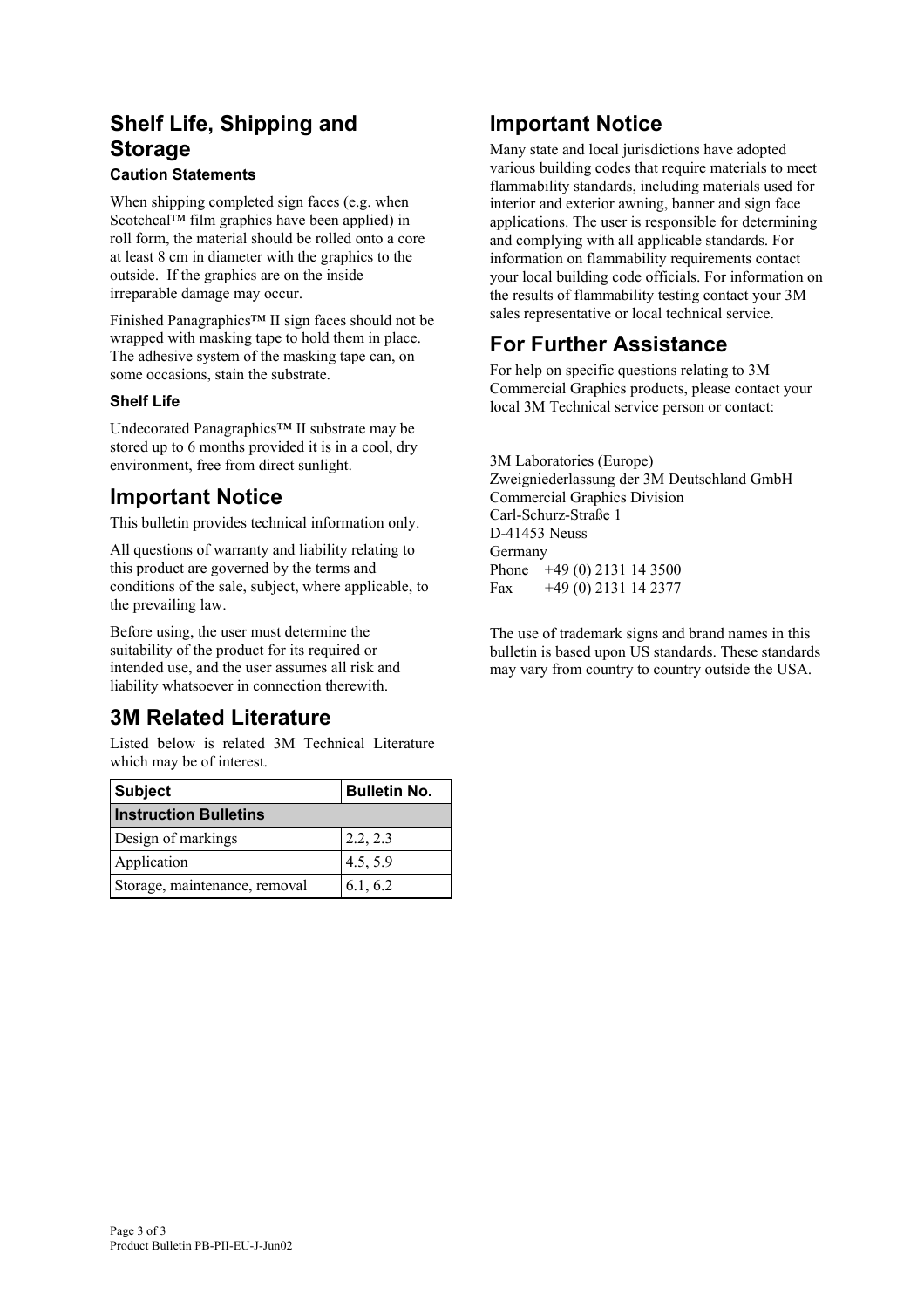## Shelf Life, Shipping and Storage

### Caution Statements

When shipping completed sign faces (e.g. when Scotchcal™ film graphics have been applied) in roll form, the material should be rolled onto a core at least 8 cm in diameter with the graphics to the outside. If the graphics are on the inside irreparable damage may occur.

Finished Panagraphics™ II sign faces should not be wrapped with masking tape to hold them in place. The adhesive system of the masking tape can, on some occasions, stain the substrate.

### Shelf Life

Undecorated Panagraphics™ II substrate may be stored up to 6 months provided it is in a cool, dry environment, free from direct sunlight.

## Important Notice

This bulletin provides technical information only.

All questions of warranty and liability relating to this product are governed by the terms and conditions of the sale, subject, where applicable, to the prevailing law.

Before using, the user must determine the suitability of the product for its required or intended use, and the user assumes all risk and liability whatsoever in connection therewith.

## 3M Related Literature

Listed below is related 3M Technical Literature which may be of interest.

| Subject | Bulletin No. |
|---|---|
| **Instruction Bulletins** | |
| Design of markings | 2.2, 2.3 |
| Application | 4.5, 5.9 |
| Storage, maintenance, removal | 6.1, 6.2 |

## Important Notice

Many state and local jurisdictions have adopted various building codes that require materials to meet flammability standards, including materials used for interior and exterior awning, banner and sign face applications. The user is responsible for determining and complying with all applicable standards. For information on flammability requirements contact your local building code officials. For information on the results of flammability testing contact your 3M sales representative or local technical service.

## For Further Assistance

For help on specific questions relating to 3M Commercial Graphics products, please contact your local 3M Technical service person or contact:

3M Laboratories (Europe)
Zweigniederlassung der 3M Deutschland GmbH
Commercial Graphics Division
Carl-Schurz-Straße 1
D-41453 Neuss
Germany
Phone +49 (0) 2131 14 3500
Fax +49 (0) 2131 14 2377

The use of trademark signs and brand names in this bulletin is based upon US standards. These standards may vary from country to country outside the USA.

Product Bulletin PB-PII-EU-J-Jun02